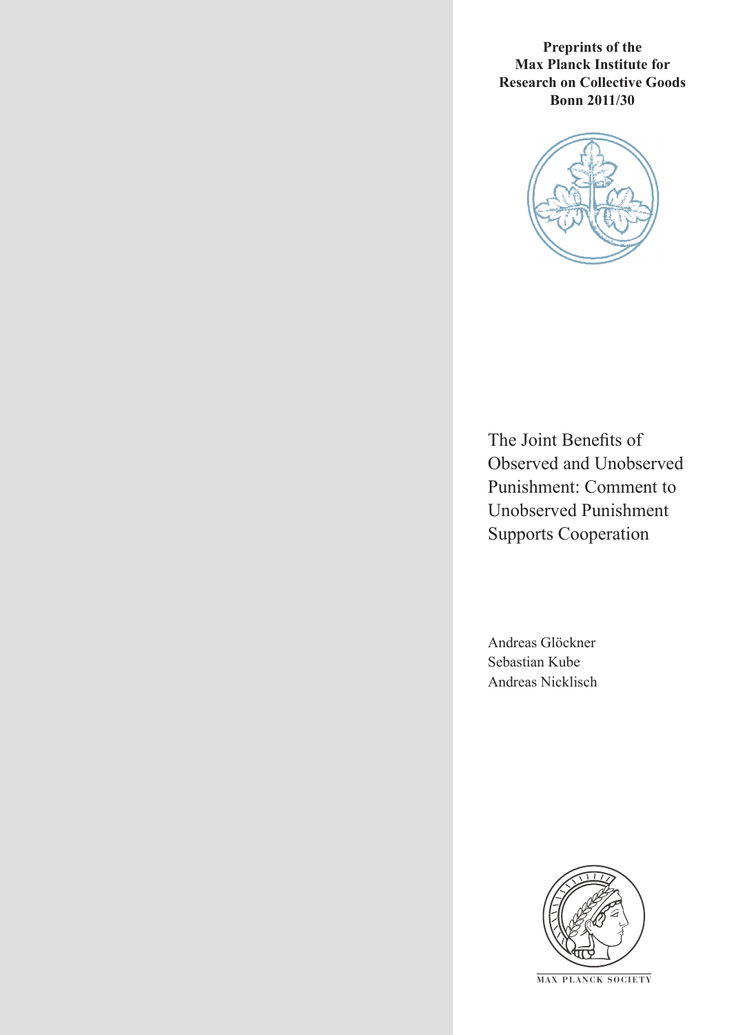**Preprints of the Max Planck Institute for Research on Collective Goods Bonn 2011/30**

# The Joint Benefits of Observed and Unobserved Punishment: Comment to Unobserved Punishment Supports Cooperation

Andreas Glöckner
Sebastian Kube
Andreas Nicklisch

MAX PLANCK SOCIETY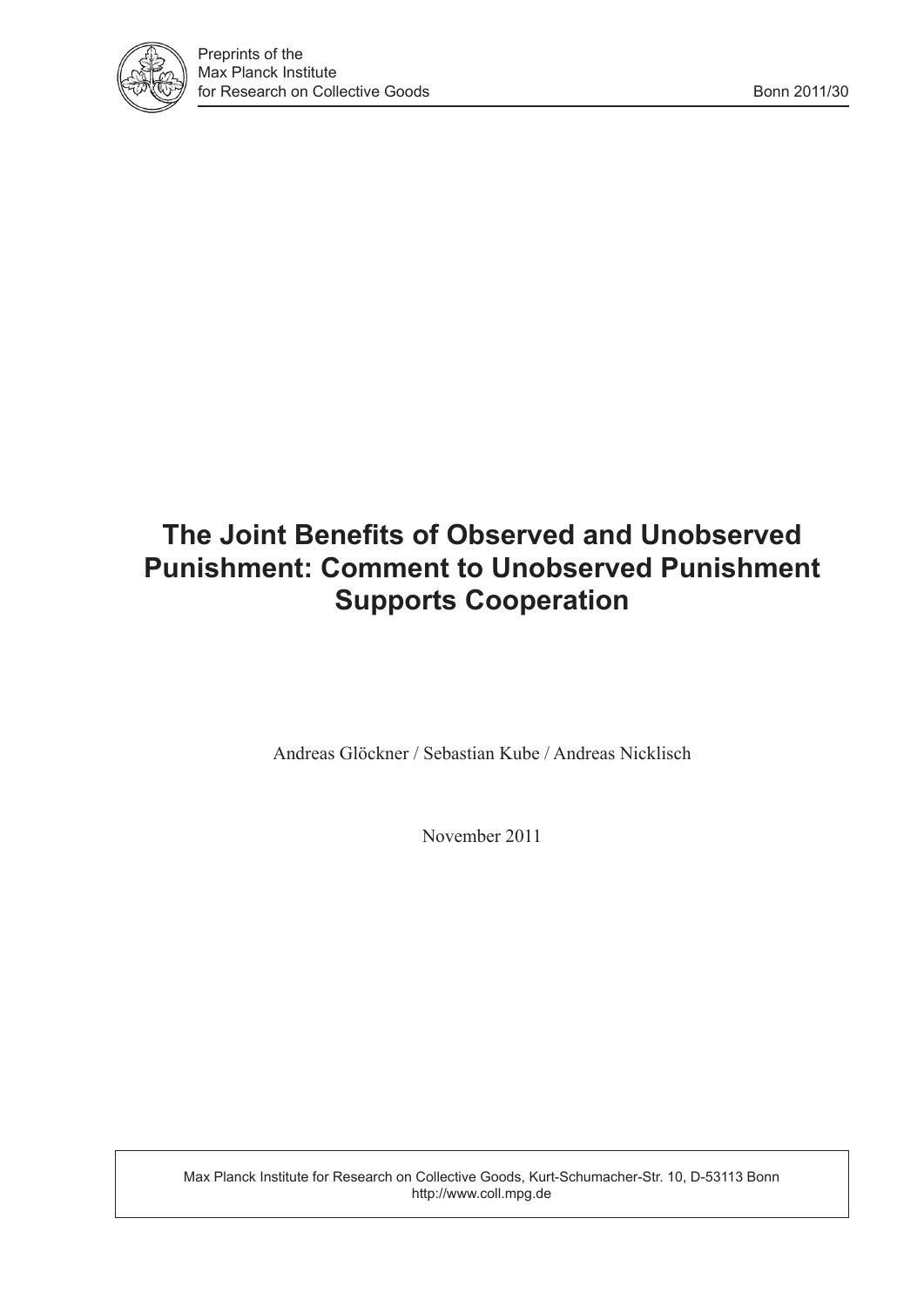Preprints of the
Max Planck Institute
for Research on Collective Goods

Bonn 2011/30

# The Joint Benefits of Observed and Unobserved Punishment: Comment to Unobserved Punishment Supports Cooperation

Andreas Glöckner / Sebastian Kube / Andreas Nicklisch

November 2011

Max Planck Institute for Research on Collective Goods, Kurt-Schumacher-Str. 10, D-53113 Bonn
http://www.coll.mpg.de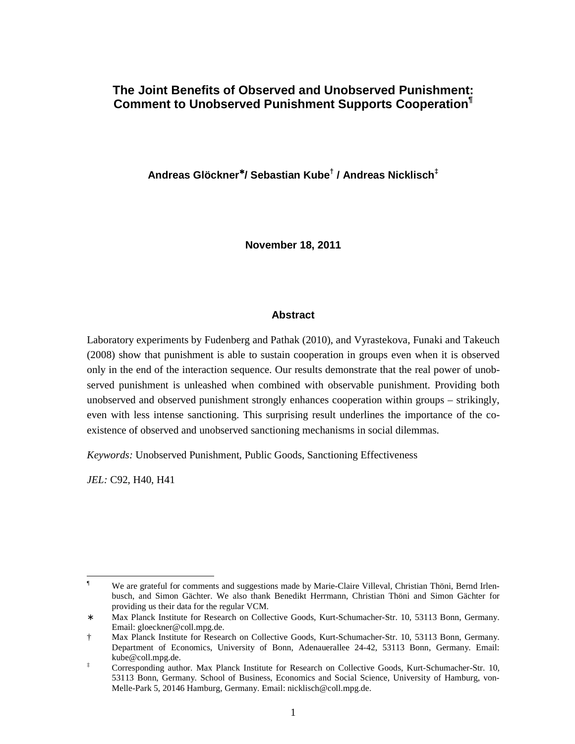# The Joint Benefits of Observed and Unobserved Punishment: Comment to Unobserved Punishment Supports Cooperation[¶]

**Andreas Glöckner[*]/ Sebastian Kube[†] / Andreas Nicklisch[‡]**

**November 18, 2011**

### Abstract

Laboratory experiments by Fudenberg and Pathak (2010), and Vyrastekova, Funaki and Takeuch (2008) show that punishment is able to sustain cooperation in groups even when it is observed only in the end of the interaction sequence. Our results demonstrate that the real power of unobserved punishment is unleashed when combined with observable punishment. Providing both unobserved and observed punishment strongly enhances cooperation within groups – strikingly, even with less intense sanctioning. This surprising result underlines the importance of the co-existence of observed and unobserved sanctioning mechanisms in social dilemmas.

*Keywords:* Unobserved Punishment, Public Goods, Sanctioning Effectiveness

*JEL:* C92, H40, H41

---

¶ We are grateful for comments and suggestions made by Marie-Claire Villeval, Christian Thöni, Bernd Irlenbusch, and Simon Gächter. We also thank Benedikt Herrmann, Christian Thöni and Simon Gächter for providing us their data for the regular VCM.

\* Max Planck Institute for Research on Collective Goods, Kurt-Schumacher-Str. 10, 53113 Bonn, Germany. Email: gloeckner@coll.mpg.de.

† Max Planck Institute for Research on Collective Goods, Kurt-Schumacher-Str. 10, 53113 Bonn, Germany. Department of Economics, University of Bonn, Adenauerallee 24-42, 53113 Bonn, Germany. Email: kube@coll.mpg.de.

‡ Corresponding author. Max Planck Institute for Research on Collective Goods, Kurt-Schumacher-Str. 10, 53113 Bonn, Germany. School of Business, Economics and Social Science, University of Hamburg, von-Melle-Park 5, 20146 Hamburg, Germany. Email: nicklisch@coll.mpg.de.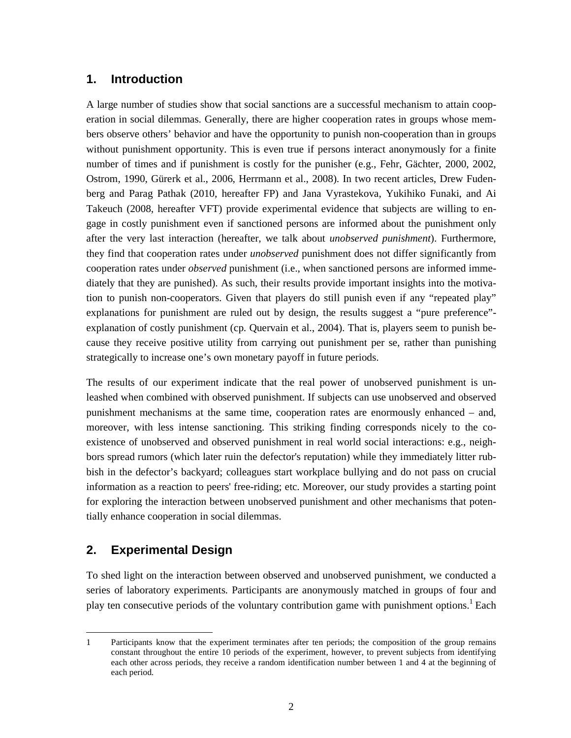## 1. Introduction

A large number of studies show that social sanctions are a successful mechanism to attain cooperation in social dilemmas. Generally, there are higher cooperation rates in groups whose members observe others' behavior and have the opportunity to punish non-cooperation than in groups without punishment opportunity. This is even true if persons interact anonymously for a finite number of times and if punishment is costly for the punisher (e.g., Fehr, Gächter, 2000, 2002, Ostrom, 1990, Gürerk et al., 2006, Herrmann et al., 2008). In two recent articles, Drew Fudenberg and Parag Pathak (2010, hereafter FP) and Jana Vyrastekova, Yukihiko Funaki, and Ai Takeuch (2008, hereafter VFT) provide experimental evidence that subjects are willing to engage in costly punishment even if sanctioned persons are informed about the punishment only after the very last interaction (hereafter, we talk about *unobserved punishment*). Furthermore, they find that cooperation rates under *unobserved* punishment does not differ significantly from cooperation rates under *observed* punishment (i.e., when sanctioned persons are informed immediately that they are punished). As such, their results provide important insights into the motivation to punish non-cooperators. Given that players do still punish even if any "repeated play" explanations for punishment are ruled out by design, the results suggest a "pure preference"-explanation of costly punishment (cp. Quervain et al., 2004). That is, players seem to punish because they receive positive utility from carrying out punishment per se, rather than punishing strategically to increase one's own monetary payoff in future periods.

The results of our experiment indicate that the real power of unobserved punishment is unleashed when combined with observed punishment. If subjects can use unobserved and observed punishment mechanisms at the same time, cooperation rates are enormously enhanced – and, moreover, with less intense sanctioning. This striking finding corresponds nicely to the coexistence of unobserved and observed punishment in real world social interactions: e.g., neighbors spread rumors (which later ruin the defector's reputation) while they immediately litter rubbish in the defector's backyard; colleagues start workplace bullying and do not pass on crucial information as a reaction to peers' free-riding; etc. Moreover, our study provides a starting point for exploring the interaction between unobserved punishment and other mechanisms that potentially enhance cooperation in social dilemmas.

## 2. Experimental Design

To shed light on the interaction between observed and unobserved punishment, we conducted a series of laboratory experiments. Participants are anonymously matched in groups of four and play ten consecutive periods of the voluntary contribution game with punishment options.[1] Each

---

1 Participants know that the experiment terminates after ten periods; the composition of the group remains constant throughout the entire 10 periods of the experiment, however, to prevent subjects from identifying each other across periods, they receive a random identification number between 1 and 4 at the beginning of each period.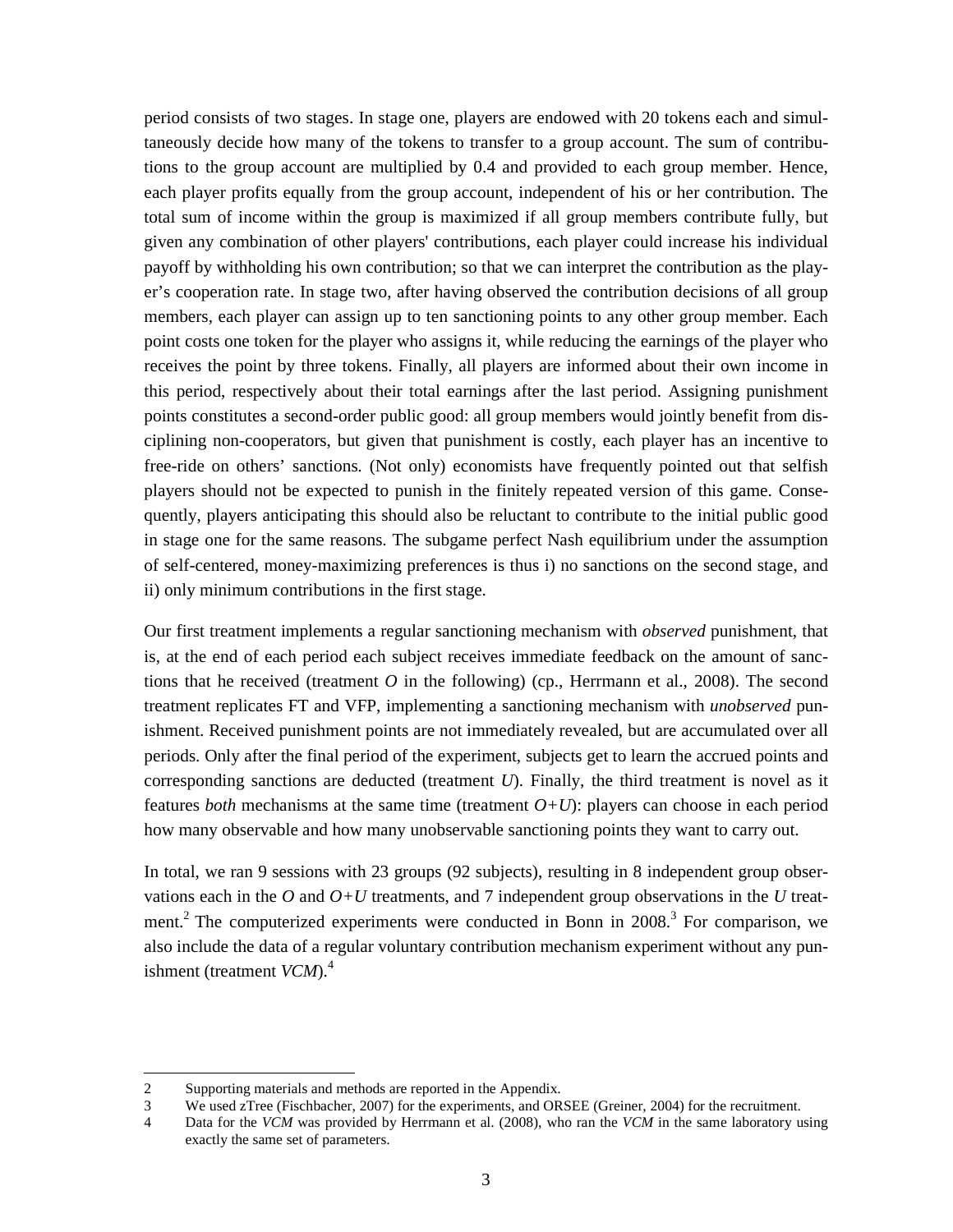period consists of two stages. In stage one, players are endowed with 20 tokens each and simultaneously decide how many of the tokens to transfer to a group account. The sum of contributions to the group account are multiplied by 0.4 and provided to each group member. Hence, each player profits equally from the group account, independent of his or her contribution. The total sum of income within the group is maximized if all group members contribute fully, but given any combination of other players' contributions, each player could increase his individual payoff by withholding his own contribution; so that we can interpret the contribution as the player's cooperation rate. In stage two, after having observed the contribution decisions of all group members, each player can assign up to ten sanctioning points to any other group member. Each point costs one token for the player who assigns it, while reducing the earnings of the player who receives the point by three tokens. Finally, all players are informed about their own income in this period, respectively about their total earnings after the last period. Assigning punishment points constitutes a second-order public good: all group members would jointly benefit from disciplining non-cooperators, but given that punishment is costly, each player has an incentive to free-ride on others' sanctions. (Not only) economists have frequently pointed out that selfish players should not be expected to punish in the finitely repeated version of this game. Consequently, players anticipating this should also be reluctant to contribute to the initial public good in stage one for the same reasons. The subgame perfect Nash equilibrium under the assumption of self-centered, money-maximizing preferences is thus i) no sanctions on the second stage, and ii) only minimum contributions in the first stage.

Our first treatment implements a regular sanctioning mechanism with *observed* punishment, that is, at the end of each period each subject receives immediate feedback on the amount of sanctions that he received (treatment *O* in the following) (cp., Herrmann et al., 2008). The second treatment replicates FT and VFP, implementing a sanctioning mechanism with *unobserved* punishment. Received punishment points are not immediately revealed, but are accumulated over all periods. Only after the final period of the experiment, subjects get to learn the accrued points and corresponding sanctions are deducted (treatment *U*). Finally, the third treatment is novel as it features *both* mechanisms at the same time (treatment *O+U*): players can choose in each period how many observable and how many unobservable sanctioning points they want to carry out.

In total, we ran 9 sessions with 23 groups (92 subjects), resulting in 8 independent group observations each in the *O* and *O+U* treatments, and 7 independent group observations in the *U* treatment.[2] The computerized experiments were conducted in Bonn in 2008.[3] For comparison, we also include the data of a regular voluntary contribution mechanism experiment without any punishment (treatment *VCM*).[4]

2 Supporting materials and methods are reported in the Appendix.

3 We used zTree (Fischbacher, 2007) for the experiments, and ORSEE (Greiner, 2004) for the recruitment.

4 Data for the *VCM* was provided by Herrmann et al. (2008), who ran the *VCM* in the same laboratory using exactly the same set of parameters.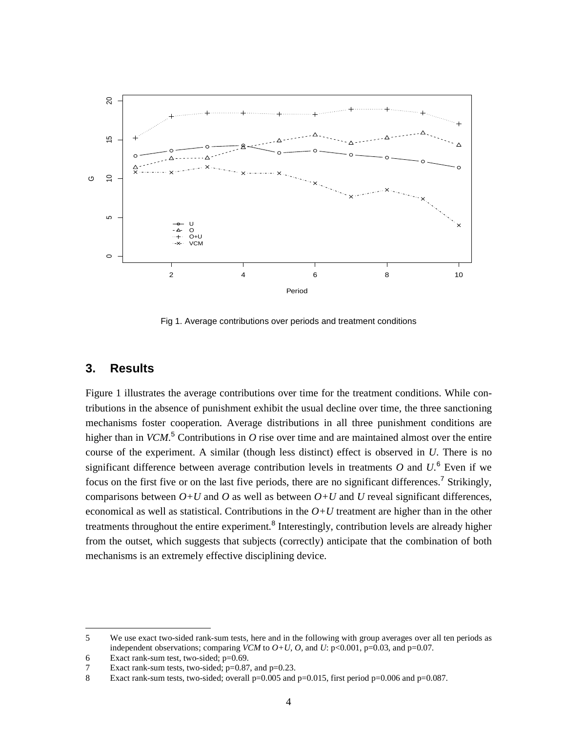Fig 1. Average contributions over periods and treatment conditions

## 3. Results

Figure 1 illustrates the average contributions over time for the treatment conditions. While contributions in the absence of punishment exhibit the usual decline over time, the three sanctioning mechanisms foster cooperation. Average distributions in all three punishment conditions are higher than in *VCM*.[5] Contributions in *O* rise over time and are maintained almost over the entire course of the experiment. A similar (though less distinct) effect is observed in *U*. There is no significant difference between average contribution levels in treatments *O* and *U*.[6] Even if we focus on the first five or on the last five periods, there are no significant differences.[7] Strikingly, comparisons between *O+U* and *O* as well as between *O+U* and *U* reveal significant differences, economical as well as statistical. Contributions in the *O+U* treatment are higher than in the other treatments throughout the entire experiment.[8] Interestingly, contribution levels are already higher from the outset, which suggests that subjects (correctly) anticipate that the combination of both mechanisms is an extremely effective disciplining device.

---

5 We use exact two-sided rank-sum tests, here and in the following with group averages over all ten periods as independent observations; comparing *VCM* to *O+U*, *O*, and *U*: $p<0.001$, $p=0.03$, and $p=0.07$.

6 Exact rank-sum test, two-sided; $p=0.69$.

7 Exact rank-sum tests, two-sided; $p=0.87$, and $p=0.23$.

8 Exact rank-sum tests, two-sided; overall $p=0.005$ and $p=0.015$, first period $p=0.006$ and $p=0.087$.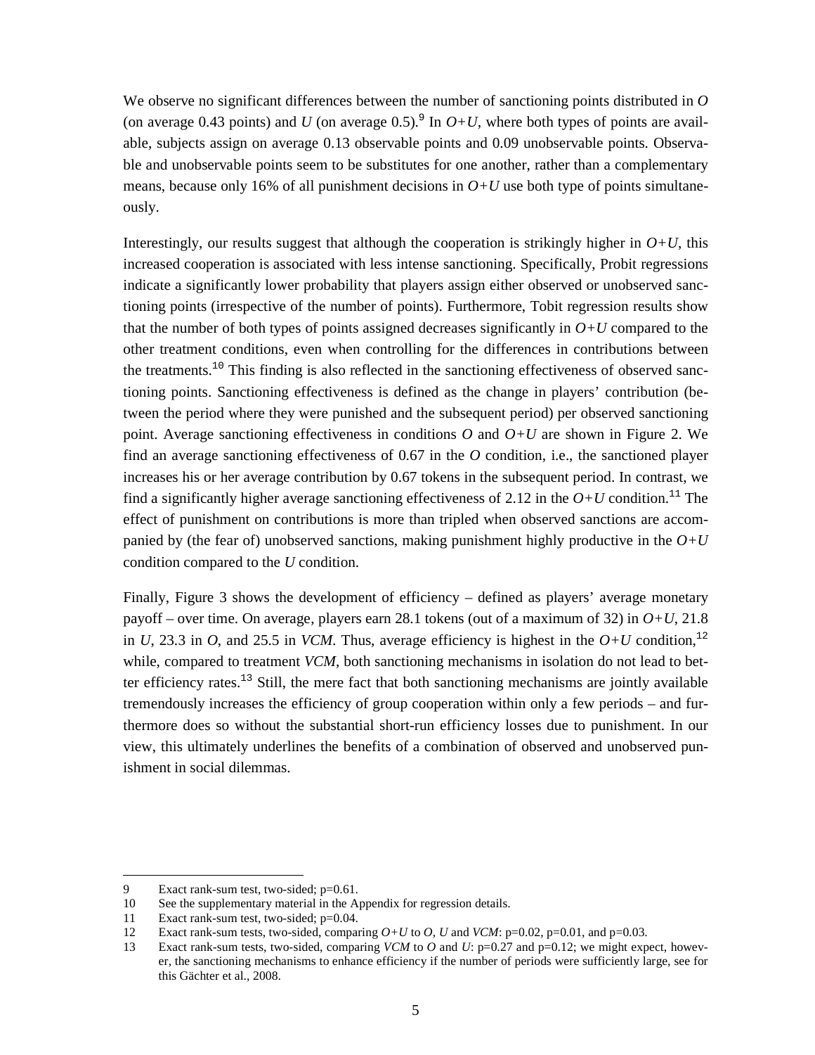We observe no significant differences between the number of sanctioning points distributed in *O* (on average 0.43 points) and *U* (on average 0.5).[9] In *O+U*, where both types of points are available, subjects assign on average 0.13 observable points and 0.09 unobservable points. Observable and unobservable points seem to be substitutes for one another, rather than a complementary means, because only 16% of all punishment decisions in *O+U* use both type of points simultaneously.

Interestingly, our results suggest that although the cooperation is strikingly higher in *O+U*, this increased cooperation is associated with less intense sanctioning. Specifically, Probit regressions indicate a significantly lower probability that players assign either observed or unobserved sanctioning points (irrespective of the number of points). Furthermore, Tobit regression results show that the number of both types of points assigned decreases significantly in *O+U* compared to the other treatment conditions, even when controlling for the differences in contributions between the treatments.[10] This finding is also reflected in the sanctioning effectiveness of observed sanctioning points. Sanctioning effectiveness is defined as the change in players' contribution (between the period where they were punished and the subsequent period) per observed sanctioning point. Average sanctioning effectiveness in conditions *O* and *O+U* are shown in Figure 2. We find an average sanctioning effectiveness of 0.67 in the *O* condition, i.e., the sanctioned player increases his or her average contribution by 0.67 tokens in the subsequent period. In contrast, we find a significantly higher average sanctioning effectiveness of 2.12 in the *O+U* condition.[11] The effect of punishment on contributions is more than tripled when observed sanctions are accompanied by (the fear of) unobserved sanctions, making punishment highly productive in the *O+U* condition compared to the *U* condition.

Finally, Figure 3 shows the development of efficiency – defined as players' average monetary payoff – over time. On average, players earn 28.1 tokens (out of a maximum of 32) in *O+U*, 21.8 in *U*, 23.3 in *O*, and 25.5 in *VCM*. Thus, average efficiency is highest in the *O+U* condition,[12] while, compared to treatment *VCM*, both sanctioning mechanisms in isolation do not lead to better efficiency rates.[13] Still, the mere fact that both sanctioning mechanisms are jointly available tremendously increases the efficiency of group cooperation within only a few periods – and furthermore does so without the substantial short-run efficiency losses due to punishment. In our view, this ultimately underlines the benefits of a combination of observed and unobserved punishment in social dilemmas.

---

9 Exact rank-sum test, two-sided; p=0.61.

10 See the supplementary material in the Appendix for regression details.

11 Exact rank-sum test, two-sided; p=0.04.

12 Exact rank-sum tests, two-sided, comparing *O+U* to *O*, *U* and *VCM*: p=0.02, p=0.01, and p=0.03.

13 Exact rank-sum tests, two-sided, comparing *VCM* to *O* and *U*: p=0.27 and p=0.12; we might expect, however, the sanctioning mechanisms to enhance efficiency if the number of periods were sufficiently large, see for this Gächter et al., 2008.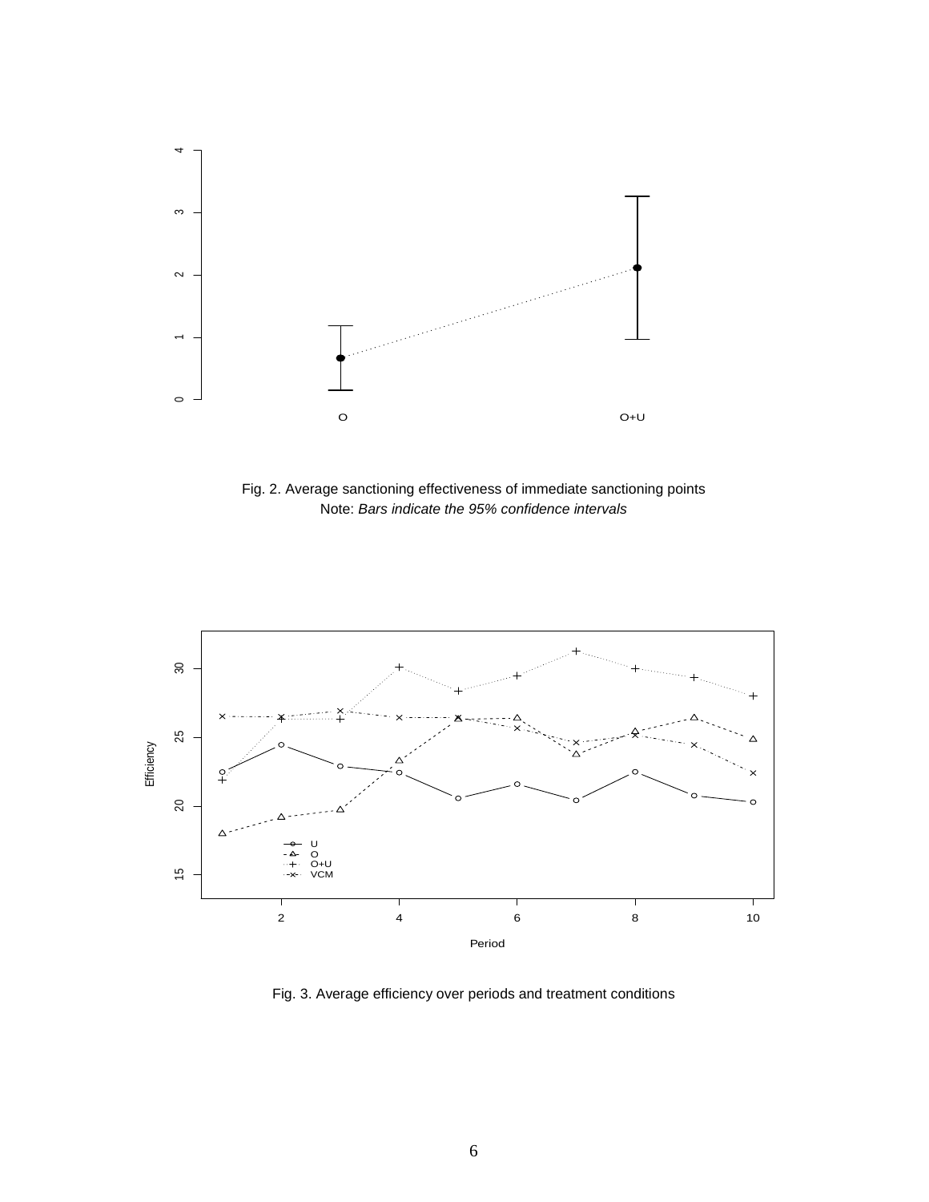Fig. 2. Average sanctioning effectiveness of immediate sanctioning points
Note: *Bars indicate the 95% confidence intervals*

Fig. 3. Average efficiency over periods and treatment conditions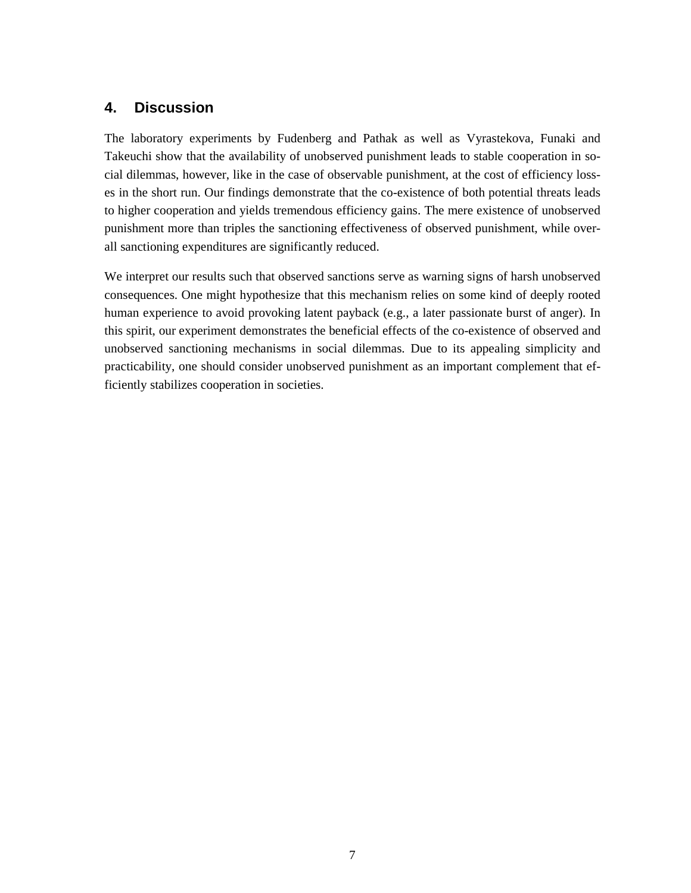## 4. Discussion

The laboratory experiments by Fudenberg and Pathak as well as Vyrastekova, Funaki and Takeuchi show that the availability of unobserved punishment leads to stable cooperation in social dilemmas, however, like in the case of observable punishment, at the cost of efficiency losses in the short run. Our findings demonstrate that the co-existence of both potential threats leads to higher cooperation and yields tremendous efficiency gains. The mere existence of unobserved punishment more than triples the sanctioning effectiveness of observed punishment, while overall sanctioning expenditures are significantly reduced.

We interpret our results such that observed sanctions serve as warning signs of harsh unobserved consequences. One might hypothesize that this mechanism relies on some kind of deeply rooted human experience to avoid provoking latent payback (e.g., a later passionate burst of anger). In this spirit, our experiment demonstrates the beneficial effects of the co-existence of observed and unobserved sanctioning mechanisms in social dilemmas. Due to its appealing simplicity and practicability, one should consider unobserved punishment as an important complement that efficiently stabilizes cooperation in societies.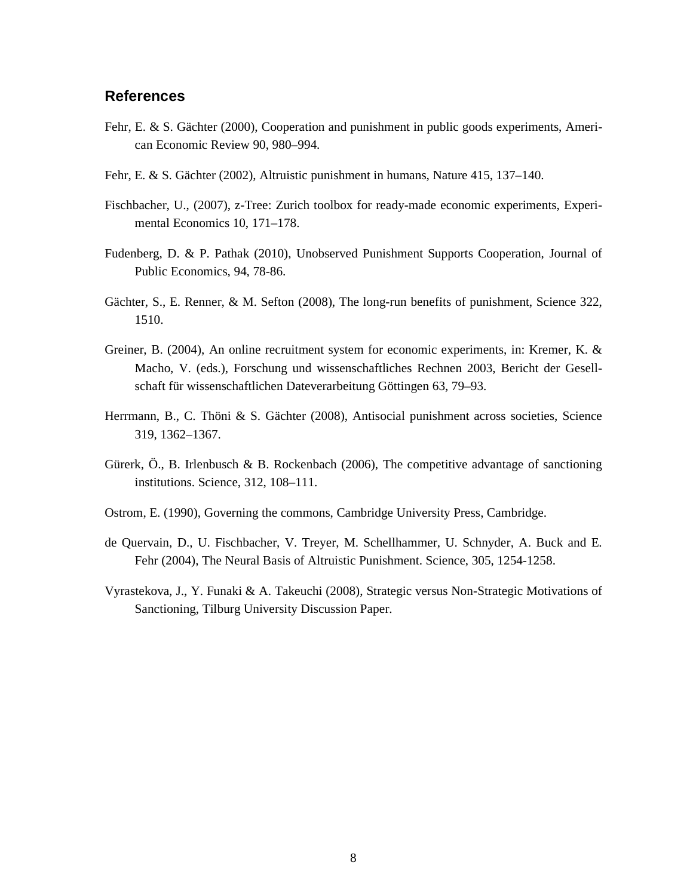## References

Fehr, E. & S. Gächter (2000), Cooperation and punishment in public goods experiments, American Economic Review 90, 980–994.

Fehr, E. & S. Gächter (2002), Altruistic punishment in humans, Nature 415, 137–140.

Fischbacher, U., (2007), z-Tree: Zurich toolbox for ready-made economic experiments, Experimental Economics 10, 171–178.

Fudenberg, D. & P. Pathak (2010), Unobserved Punishment Supports Cooperation, Journal of Public Economics, 94, 78-86.

Gächter, S., E. Renner, & M. Sefton (2008), The long-run benefits of punishment, Science 322, 1510.

Greiner, B. (2004), An online recruitment system for economic experiments, in: Kremer, K. & Macho, V. (eds.), Forschung und wissenschaftliches Rechnen 2003, Bericht der Gesellschaft für wissenschaftlichen Dateverarbeitung Göttingen 63, 79–93.

Herrmann, B., C. Thöni & S. Gächter (2008), Antisocial punishment across societies, Science 319, 1362–1367.

Gürerk, Ö., B. Irlenbusch & B. Rockenbach (2006), The competitive advantage of sanctioning institutions. Science, 312, 108–111.

Ostrom, E. (1990), Governing the commons, Cambridge University Press, Cambridge.

de Quervain, D., U. Fischbacher, V. Treyer, M. Schellhammer, U. Schnyder, A. Buck and E. Fehr (2004), The Neural Basis of Altruistic Punishment. Science, 305, 1254-1258.

Vyrastekova, J., Y. Funaki & A. Takeuchi (2008), Strategic versus Non-Strategic Motivations of Sanctioning, Tilburg University Discussion Paper.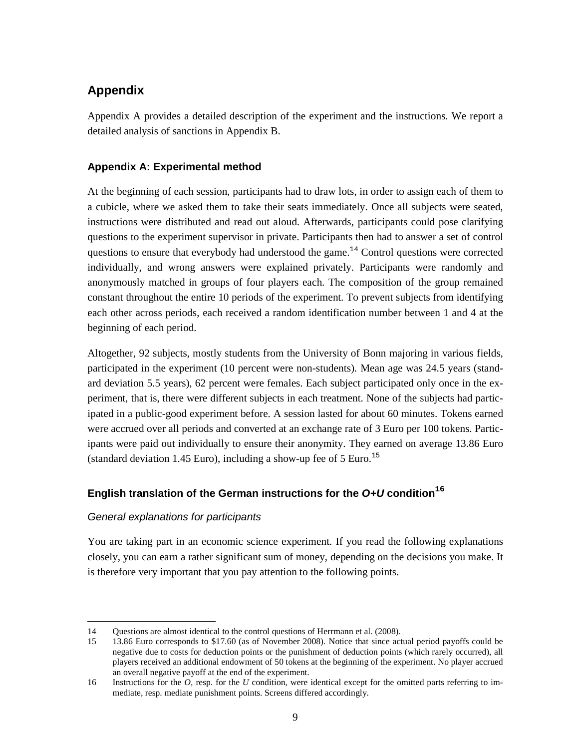## Appendix

Appendix A provides a detailed description of the experiment and the instructions. We report a detailed analysis of sanctions in Appendix B.

### Appendix A: Experimental method

At the beginning of each session, participants had to draw lots, in order to assign each of them to a cubicle, where we asked them to take their seats immediately. Once all subjects were seated, instructions were distributed and read out aloud. Afterwards, participants could pose clarifying questions to the experiment supervisor in private. Participants then had to answer a set of control questions to ensure that everybody had understood the game.[14] Control questions were corrected individually, and wrong answers were explained privately. Participants were randomly and anonymously matched in groups of four players each. The composition of the group remained constant throughout the entire 10 periods of the experiment. To prevent subjects from identifying each other across periods, each received a random identification number between 1 and 4 at the beginning of each period.

Altogether, 92 subjects, mostly students from the University of Bonn majoring in various fields, participated in the experiment (10 percent were non-students). Mean age was 24.5 years (standard deviation 5.5 years), 62 percent were females. Each subject participated only once in the experiment, that is, there were different subjects in each treatment. None of the subjects had participated in a public-good experiment before. A session lasted for about 60 minutes. Tokens earned were accrued over all periods and converted at an exchange rate of 3 Euro per 100 tokens. Participants were paid out individually to ensure their anonymity. They earned on average 13.86 Euro (standard deviation 1.45 Euro), including a show-up fee of 5 Euro.[15]

### English translation of the German instructions for the *O+U* condition[16]

*General explanations for participants*

You are taking part in an economic science experiment. If you read the following explanations closely, you can earn a rather significant sum of money, depending on the decisions you make. It is therefore very important that you pay attention to the following points.

---

14 Questions are almost identical to the control questions of Herrmann et al. (2008).

15 13.86 Euro corresponds to $17.60 (as of November 2008). Notice that since actual period payoffs could be negative due to costs for deduction points or the punishment of deduction points (which rarely occurred), all players received an additional endowment of 50 tokens at the beginning of the experiment. No player accrued an overall negative payoff at the end of the experiment.

16 Instructions for the *O*, resp. for the *U* condition, were identical except for the omitted parts referring to immediate, resp. mediate punishment points. Screens differed accordingly.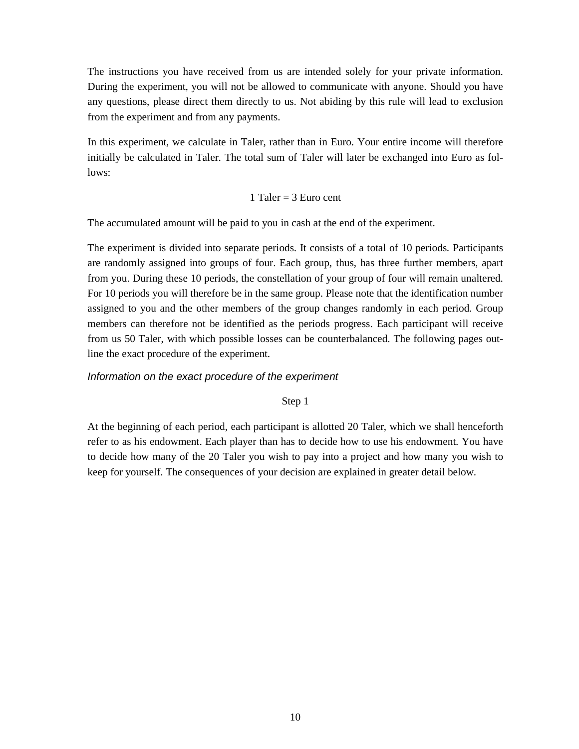The instructions you have received from us are intended solely for your private information. During the experiment, you will not be allowed to communicate with anyone. Should you have any questions, please direct them directly to us. Not abiding by this rule will lead to exclusion from the experiment and from any payments.

In this experiment, we calculate in Taler, rather than in Euro. Your entire income will therefore initially be calculated in Taler. The total sum of Taler will later be exchanged into Euro as follows:

1 Taler = 3 Euro cent

The accumulated amount will be paid to you in cash at the end of the experiment.

The experiment is divided into separate periods. It consists of a total of 10 periods. Participants are randomly assigned into groups of four. Each group, thus, has three further members, apart from you. During these 10 periods, the constellation of your group of four will remain unaltered. For 10 periods you will therefore be in the same group. Please note that the identification number assigned to you and the other members of the group changes randomly in each period. Group members can therefore not be identified as the periods progress. Each participant will receive from us 50 Taler, with which possible losses can be counterbalanced. The following pages outline the exact procedure of the experiment.

*Information on the exact procedure of the experiment*

Step 1

At the beginning of each period, each participant is allotted 20 Taler, which we shall henceforth refer to as his endowment. Each player than has to decide how to use his endowment. You have to decide how many of the 20 Taler you wish to pay into a project and how many you wish to keep for yourself. The consequences of your decision are explained in greater detail below.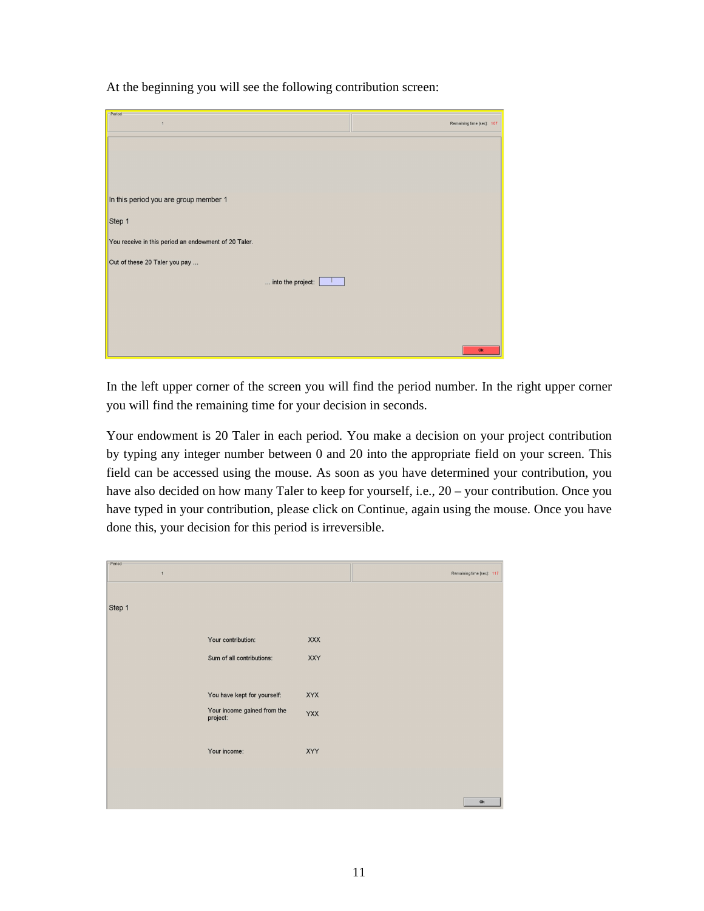At the beginning you will see the following contribution screen:

Period

1

Remaining time [sec]: 107

In this period you are group member 1

Step 1

You receive in this period an endowment of 20 Taler.

Out of these 20 Taler you pay ...

... into the project:

Ok

In the left upper corner of the screen you will find the period number. In the right upper corner you will find the remaining time for your decision in seconds.

Your endowment is 20 Taler in each period. You make a decision on your project contribution by typing any integer number between 0 and 20 into the appropriate field on your screen. This field can be accessed using the mouse. As soon as you have determined your contribution, you have also decided on how many Taler to keep for yourself, i.e., 20 – your contribution. Once you have typed in your contribution, please click on Continue, again using the mouse. Once you have done this, your decision for this period is irreversible.

Period

1

Remaining time [sec]: 117

Step 1

| | |
|---|---|
| Your contribution: | XXX |
| Sum of all contributions: | XXY |
| You have kept for yourself: | XYX |
| Your income gained from the project: | YXX |
| Your income: | XYY |

Ok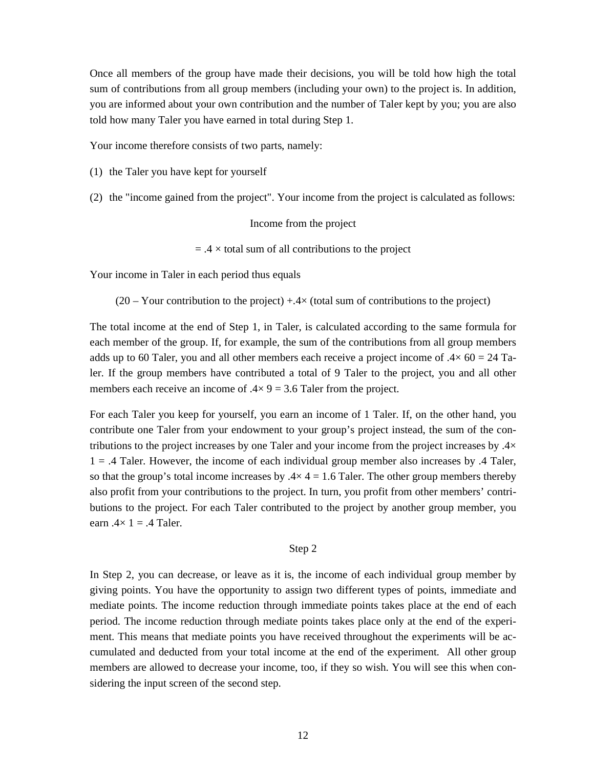Once all members of the group have made their decisions, you will be told how high the total sum of contributions from all group members (including your own) to the project is. In addition, you are informed about your own contribution and the number of Taler kept by you; you are also told how many Taler you have earned in total during Step 1.

Your income therefore consists of two parts, namely:

(1) the Taler you have kept for yourself

(2) the "income gained from the project". Your income from the project is calculated as follows:

Income from the project

= .4 × total sum of all contributions to the project

Your income in Taler in each period thus equals

(20 – Your contribution to the project) +.4× (total sum of contributions to the project)

The total income at the end of Step 1, in Taler, is calculated according to the same formula for each member of the group. If, for example, the sum of the contributions from all group members adds up to 60 Taler, you and all other members each receive a project income of .4× 60 = 24 Taler. If the group members have contributed a total of 9 Taler to the project, you and all other members each receive an income of .4× 9 = 3.6 Taler from the project.

For each Taler you keep for yourself, you earn an income of 1 Taler. If, on the other hand, you contribute one Taler from your endowment to your group's project instead, the sum of the contributions to the project increases by one Taler and your income from the project increases by .4× 1 = .4 Taler. However, the income of each individual group member also increases by .4 Taler, so that the group's total income increases by .4× 4 = 1.6 Taler. The other group members thereby also profit from your contributions to the project. In turn, you profit from other members' contributions to the project. For each Taler contributed to the project by another group member, you earn .4× 1 = .4 Taler.

Step 2

In Step 2, you can decrease, or leave as it is, the income of each individual group member by giving points. You have the opportunity to assign two different types of points, immediate and mediate points. The income reduction through immediate points takes place at the end of each period. The income reduction through mediate points takes place only at the end of the experiment. This means that mediate points you have received throughout the experiments will be accumulated and deducted from your total income at the end of the experiment. All other group members are allowed to decrease your income, too, if they so wish. You will see this when considering the input screen of the second step.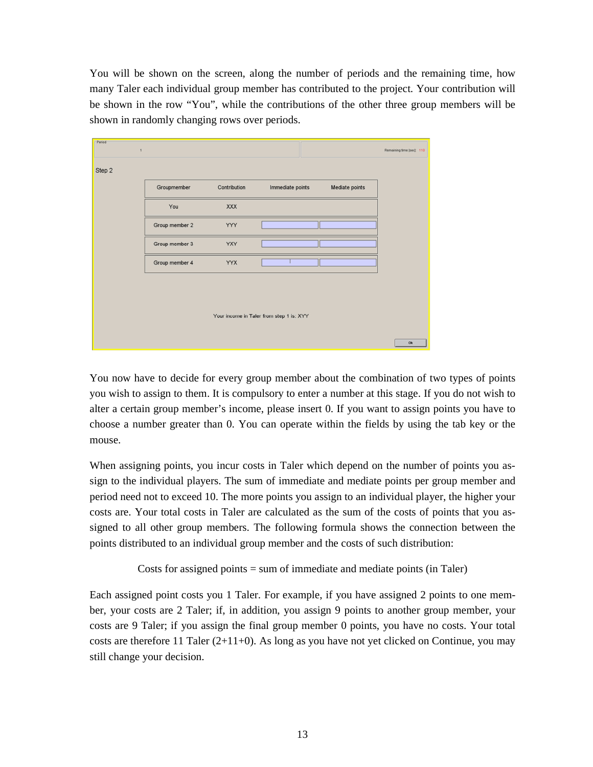You will be shown on the screen, along the number of periods and the remaining time, how many Taler each individual group member has contributed to the project. Your contribution will be shown in the row "You", while the contributions of the other three group members will be shown in randomly changing rows over periods.

Period 1 | Remaining time [sec]: 110

Step 2

| Groupmember | Contribution | Immediate points | Mediate points |
|---|---|---|---|
| You | XXX | | |
| Group member 2 | YYY | | |
| Group member 3 | YXY | | |
| Group member 4 | YYX | | |

Your income in Taler from step 1 is: XYY

Ok

You now have to decide for every group member about the combination of two types of points you wish to assign to them. It is compulsory to enter a number at this stage. If you do not wish to alter a certain group member's income, please insert 0. If you want to assign points you have to choose a number greater than 0. You can operate within the fields by using the tab key or the mouse.

When assigning points, you incur costs in Taler which depend on the number of points you assign to the individual players. The sum of immediate and mediate points per group member and period need not to exceed 10. The more points you assign to an individual player, the higher your costs are. Your total costs in Taler are calculated as the sum of the costs of points that you assigned to all other group members. The following formula shows the connection between the points distributed to an individual group member and the costs of such distribution:

Costs for assigned points = sum of immediate and mediate points (in Taler)

Each assigned point costs you 1 Taler. For example, if you have assigned 2 points to one member, your costs are 2 Taler; if, in addition, you assign 9 points to another group member, your costs are 9 Taler; if you assign the final group member 0 points, you have no costs. Your total costs are therefore 11 Taler (2+11+0). As long as you have not yet clicked on Continue, you may still change your decision.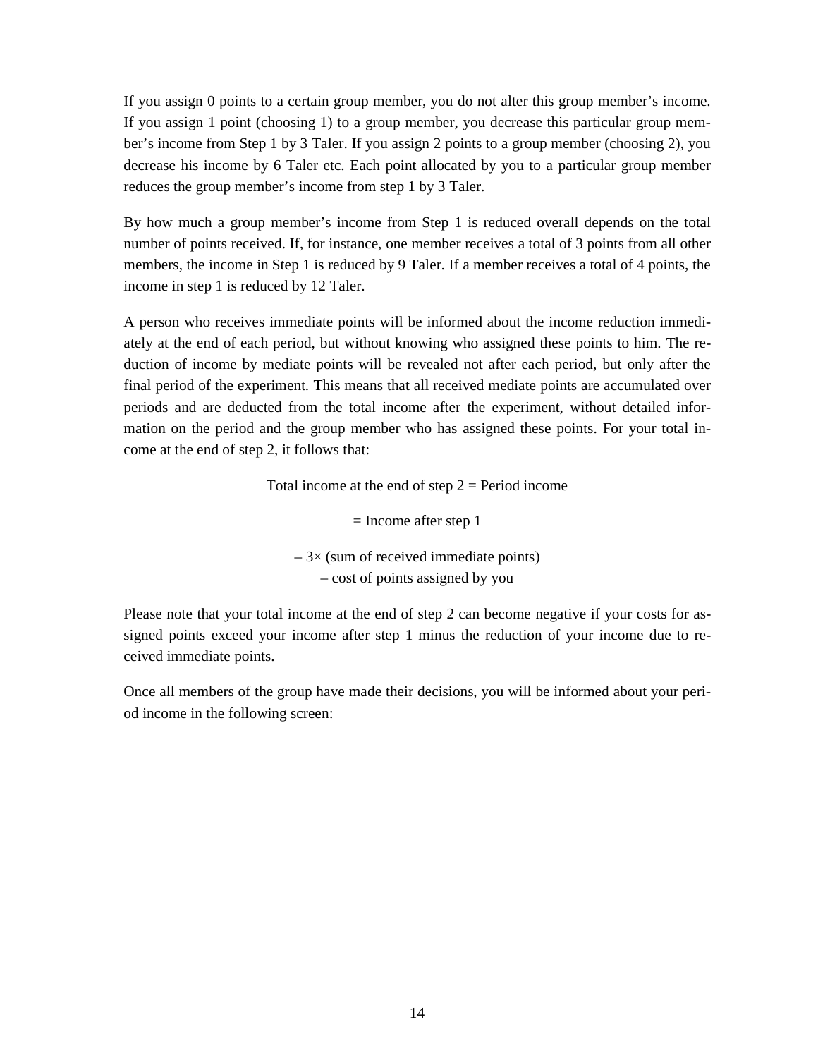If you assign 0 points to a certain group member, you do not alter this group member's income. If you assign 1 point (choosing 1) to a group member, you decrease this particular group member's income from Step 1 by 3 Taler. If you assign 2 points to a group member (choosing 2), you decrease his income by 6 Taler etc. Each point allocated by you to a particular group member reduces the group member's income from step 1 by 3 Taler.

By how much a group member's income from Step 1 is reduced overall depends on the total number of points received. If, for instance, one member receives a total of 3 points from all other members, the income in Step 1 is reduced by 9 Taler. If a member receives a total of 4 points, the income in step 1 is reduced by 12 Taler.

A person who receives immediate points will be informed about the income reduction immediately at the end of each period, but without knowing who assigned these points to him. The reduction of income by mediate points will be revealed not after each period, but only after the final period of the experiment. This means that all received mediate points are accumulated over periods and are deducted from the total income after the experiment, without detailed information on the period and the group member who has assigned these points. For your total income at the end of step 2, it follows that:

Total income at the end of step 2 = Period income

= Income after step 1

– 3× (sum of received immediate points)
– cost of points assigned by you

Please note that your total income at the end of step 2 can become negative if your costs for assigned points exceed your income after step 1 minus the reduction of your income due to received immediate points.

Once all members of the group have made their decisions, you will be informed about your period income in the following screen: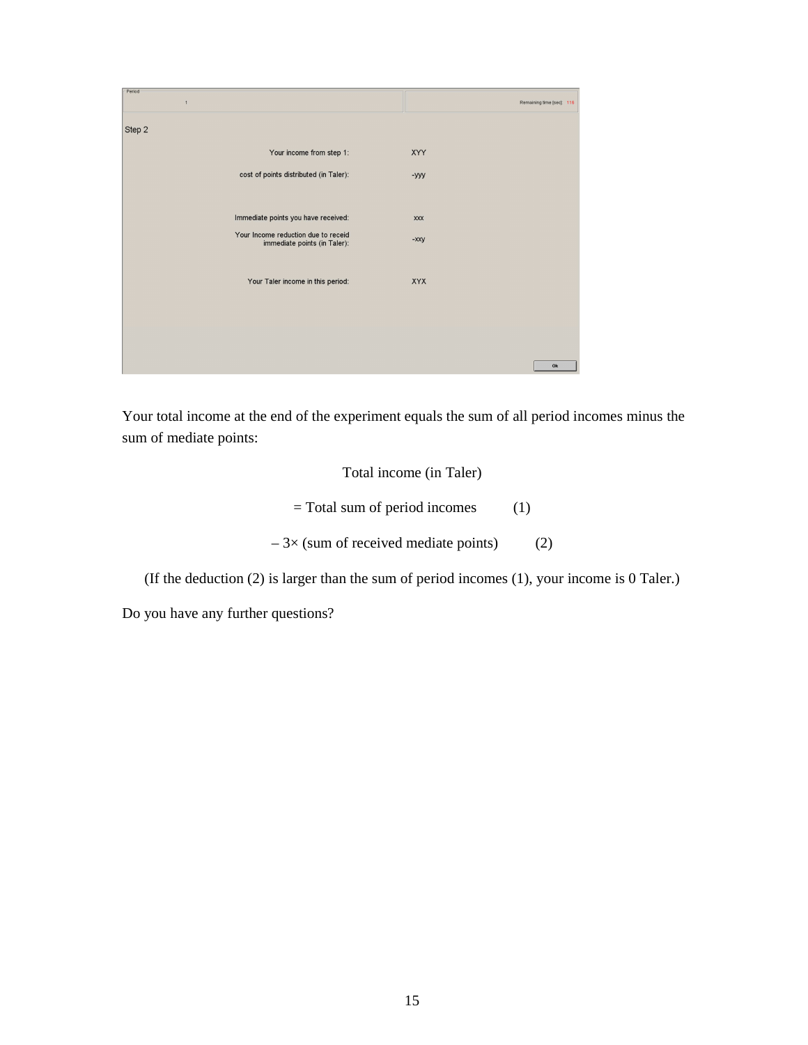| Period | |
|---|---|
| 1 | Remaining time [sec]: 116 |

Step 2

| | |
|---|---|
| Your income from step 1: | XYY |
| cost of points distributed (in Taler): | -yyy |
| Immediate points you have received: | xxx |
| Your Income reduction due to receid immediate points (in Taler): | -xxy |
| Your Taler income in this period: | XYX |

Ok

Your total income at the end of the experiment equals the sum of all period incomes minus the sum of mediate points:

Total income (in Taler)

= Total sum of period incomes (1)

– 3× (sum of received mediate points) (2)

(If the deduction (2) is larger than the sum of period incomes (1), your income is 0 Taler.)

Do you have any further questions?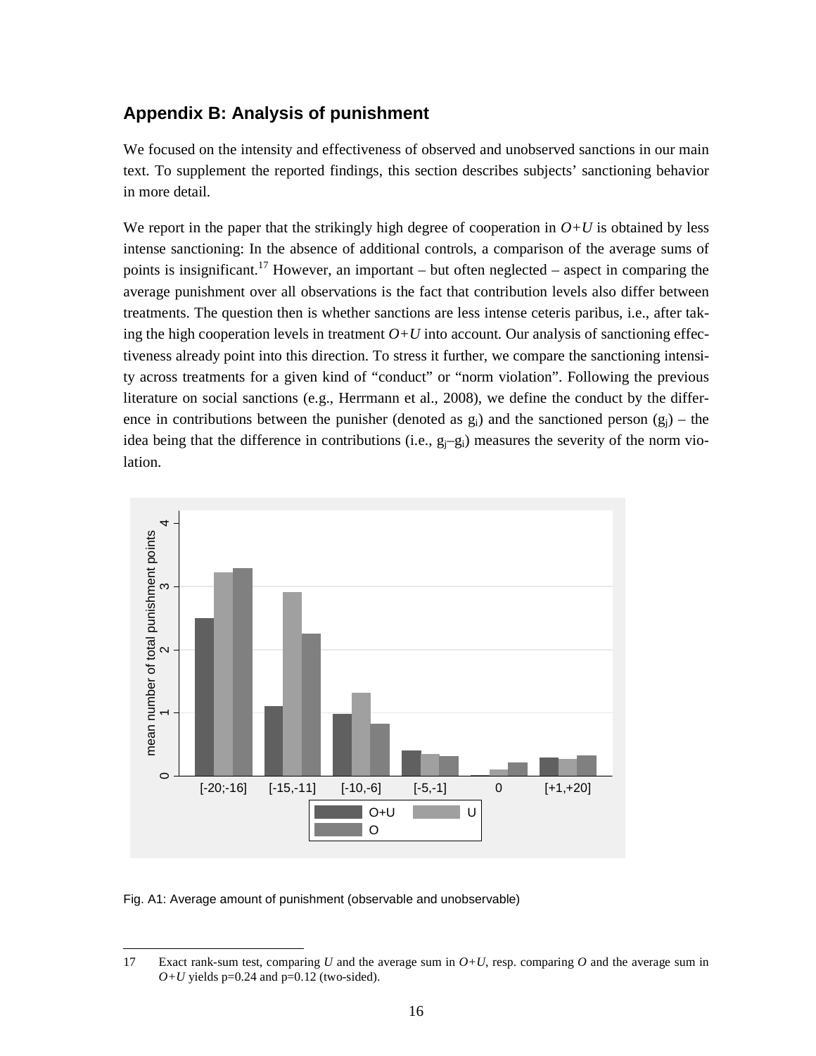## Appendix B: Analysis of punishment

We focused on the intensity and effectiveness of observed and unobserved sanctions in our main text. To supplement the reported findings, this section describes subjects' sanctioning behavior in more detail.

We report in the paper that the strikingly high degree of cooperation in *O+U* is obtained by less intense sanctioning: In the absence of additional controls, a comparison of the average sums of points is insignificant.[17] However, an important – but often neglected – aspect in comparing the average punishment over all observations is the fact that contribution levels also differ between treatments. The question then is whether sanctions are less intense ceteris paribus, i.e., after taking the high cooperation levels in treatment *O+U* into account. Our analysis of sanctioning effectiveness already point into this direction. To stress it further, we compare the sanctioning intensity across treatments for a given kind of "conduct" or "norm violation". Following the previous literature on social sanctions (e.g., Herrmann et al., 2008), we define the conduct by the difference in contributions between the punisher (denoted as $g_i$) and the sanctioned person ($g_j$) – the idea being that the difference in contributions (i.e., $g_j$–$g_i$) measures the severity of the norm violation.

Fig. A1: Average amount of punishment (observable and unobservable)

---

17 Exact rank-sum test, comparing *U* and the average sum in *O+U*, resp. comparing *O* and the average sum in *O+U* yields p=0.24 and p=0.12 (two-sided).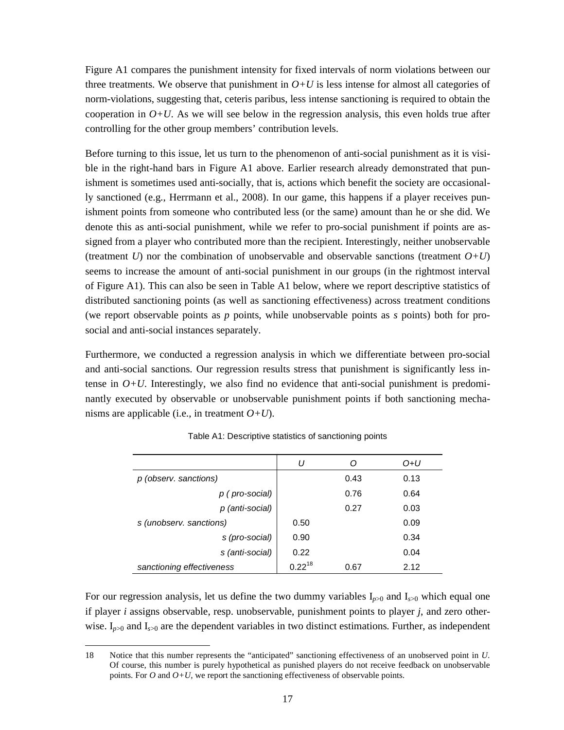Figure A1 compares the punishment intensity for fixed intervals of norm violations between our three treatments. We observe that punishment in *O+U* is less intense for almost all categories of norm-violations, suggesting that, ceteris paribus, less intense sanctioning is required to obtain the cooperation in *O+U*. As we will see below in the regression analysis, this even holds true after controlling for the other group members' contribution levels.

Before turning to this issue, let us turn to the phenomenon of anti-social punishment as it is visible in the right-hand bars in Figure A1 above. Earlier research already demonstrated that punishment is sometimes used anti-socially, that is, actions which benefit the society are occasionally sanctioned (e.g., Herrmann et al., 2008). In our game, this happens if a player receives punishment points from someone who contributed less (or the same) amount than he or she did. We denote this as anti-social punishment, while we refer to pro-social punishment if points are assigned from a player who contributed more than the recipient. Interestingly, neither unobservable (treatment *U*) nor the combination of unobservable and observable sanctions (treatment *O+U*) seems to increase the amount of anti-social punishment in our groups (in the rightmost interval of Figure A1). This can also be seen in Table A1 below, where we report descriptive statistics of distributed sanctioning points (as well as sanctioning effectiveness) across treatment conditions (we report observable points as *p* points, while unobservable points as *s* points) both for pro-social and anti-social instances separately.

Furthermore, we conducted a regression analysis in which we differentiate between pro-social and anti-social sanctions. Our regression results stress that punishment is significantly less intense in *O+U*. Interestingly, we also find no evidence that anti-social punishment is predominantly executed by observable or unobservable punishment points if both sanctioning mechanisms are applicable (i.e., in treatment *O+U*).

Table A1: Descriptive statistics of sanctioning points

| | *U* | *O* | *O+U* |
|---|---|---|---|
| *p (observ. sanctions)* | | 0.43 | 0.13 |
| *p ( pro-social)* | | 0.76 | 0.64 |
| *p (anti-social)* | | 0.27 | 0.03 |
| *s (unobserv. sanctions)* | 0.50 | | 0.09 |
| *s (pro-social)* | 0.90 | | 0.34 |
| *s (anti-social)* | 0.22 | | 0.04 |
| *sanctioning effectiveness* | 0.22[18] | 0.67 | 2.12 |

For our regression analysis, let us define the two dummy variables $I_{p>0}$ and $I_{s>0}$ which equal one if player *i* assigns observable, resp. unobservable, punishment points to player *j*, and zero otherwise. $I_{p>0}$ and $I_{s>0}$ are the dependent variables in two distinct estimations. Further, as independent

18 Notice that this number represents the "anticipated" sanctioning effectiveness of an unobserved point in *U*. Of course, this number is purely hypothetical as punished players do not receive feedback on unobservable points. For *O* and *O+U*, we report the sanctioning effectiveness of observable points.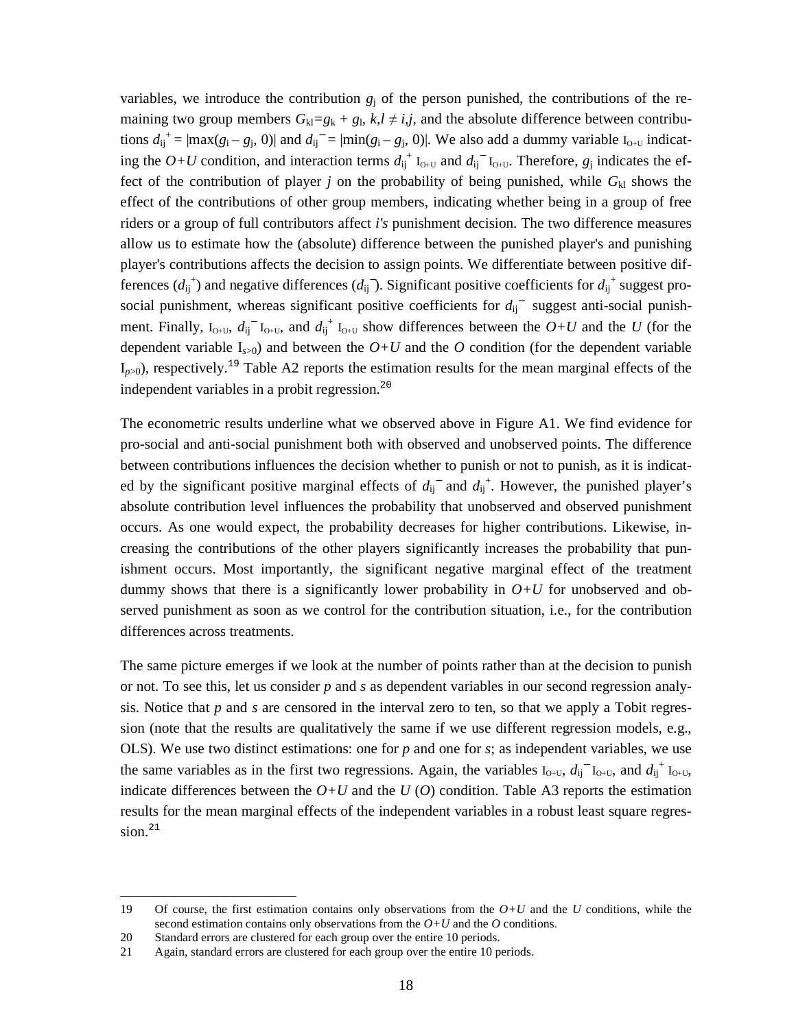variables, we introduce the contribution $g_j$ of the person punished, the contributions of the remaining two group members $G_{kl}=g_k + g_l$, $k,l \neq i,j$, and the absolute difference between contributions $d_{ij}^{+} = |\max(g_i - g_j, 0)|$ and $d_{ij}^{-} = |\min(g_i - g_j, 0)|$. We also add a dummy variable $I_{O+U}$ indicating the $O+U$ condition, and interaction terms $d_{ij}^{+} I_{O+U}$ and $d_{ij}^{-} I_{O+U}$. Therefore, $g_j$ indicates the effect of the contribution of player $j$ on the probability of being punished, while $G_{kl}$ shows the effect of the contributions of other group members, indicating whether being in a group of free riders or a group of full contributors affect *i's* punishment decision. The two difference measures allow us to estimate how the (absolute) difference between the punished player's and punishing player's contributions affects the decision to assign points. We differentiate between positive differences ($d_{ij}^{+}$) and negative differences ($d_{ij}^{-}$). Significant positive coefficients for $d_{ij}^{+}$ suggest pro-social punishment, whereas significant positive coefficients for $d_{ij}^{-}$ suggest anti-social punishment. Finally, $I_{O+U}$, $d_{ij}^{-} I_{O+U}$, and $d_{ij}^{+} I_{O+U}$ show differences between the $O+U$ and the $U$ (for the dependent variable $I_{s>0}$) and between the $O+U$ and the $O$ condition (for the dependent variable $I_{p>0}$), respectively.[19] Table A2 reports the estimation results for the mean marginal effects of the independent variables in a probit regression.[20]

The econometric results underline what we observed above in Figure A1. We find evidence for pro-social and anti-social punishment both with observed and unobserved points. The difference between contributions influences the decision whether to punish or not to punish, as it is indicated by the significant positive marginal effects of $d_{ij}^{-}$ and $d_{ij}^{+}$. However, the punished player's absolute contribution level influences the probability that unobserved and observed punishment occurs. As one would expect, the probability decreases for higher contributions. Likewise, increasing the contributions of the other players significantly increases the probability that punishment occurs. Most importantly, the significant negative marginal effect of the treatment dummy shows that there is a significantly lower probability in $O+U$ for unobserved and observed punishment as soon as we control for the contribution situation, i.e., for the contribution differences across treatments.

The same picture emerges if we look at the number of points rather than at the decision to punish or not. To see this, let us consider $p$ and $s$ as dependent variables in our second regression analysis. Notice that $p$ and $s$ are censored in the interval zero to ten, so that we apply a Tobit regression (note that the results are qualitatively the same if we use different regression models, e.g., OLS). We use two distinct estimations: one for $p$ and one for $s$; as independent variables, we use the same variables as in the first two regressions. Again, the variables $I_{O+U}$, $d_{ij}^{-} I_{O+U}$, and $d_{ij}^{+} I_{O+U}$, indicate differences between the $O+U$ and the $U$ ($O$) condition. Table A3 reports the estimation results for the mean marginal effects of the independent variables in a robust least square regression.[21]

---

19 Of course, the first estimation contains only observations from the $O+U$ and the $U$ conditions, while the second estimation contains only observations from the $O+U$ and the $O$ conditions.

20 Standard errors are clustered for each group over the entire 10 periods.

21 Again, standard errors are clustered for each group over the entire 10 periods.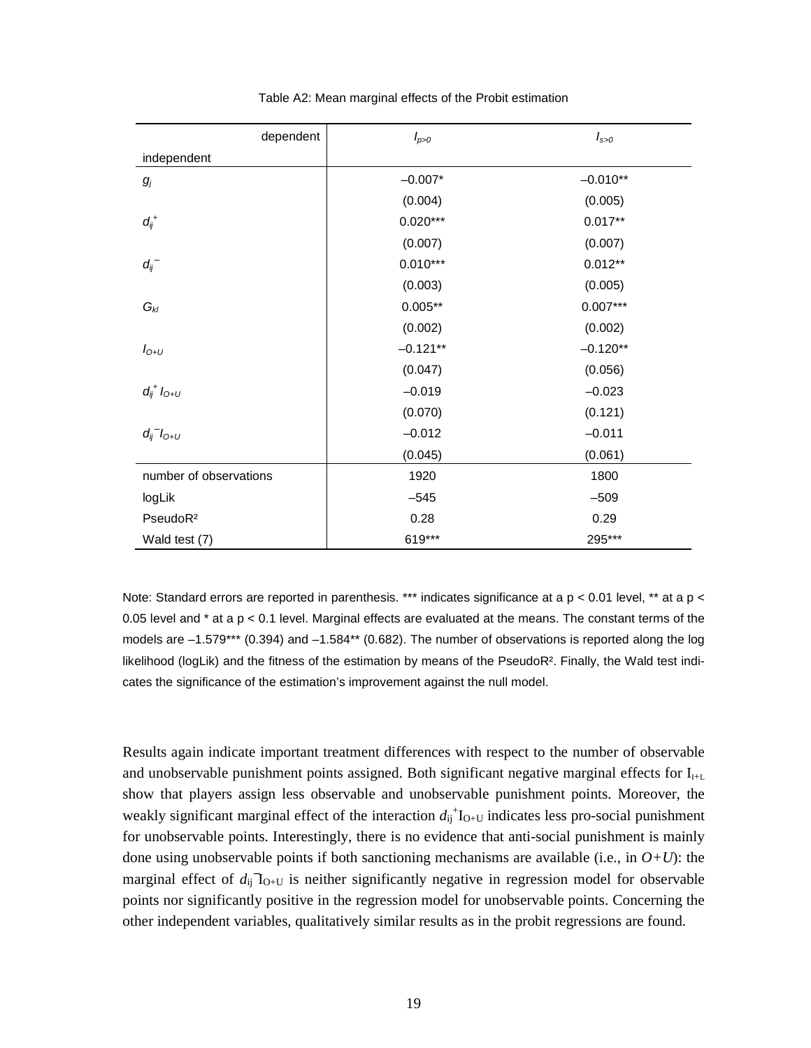Table A2: Mean marginal effects of the Probit estimation

| dependent<br>independent | $I_{p>0}$ | $I_{s>0}$ |
|---|---|---|
| $g_j$ | –0.007* | –0.010** |
| | (0.004) | (0.005) |
| $d_{ij}^{+}$ | 0.020*** | 0.017** |
| | (0.007) | (0.007) |
| $d_{ij}^{-}$ | 0.010*** | 0.012** |
| | (0.003) | (0.005) |
| $G_{kl}$ | 0.005** | 0.007*** |
| | (0.002) | (0.002) |
| $I_{O+U}$ | –0.121** | –0.120** |
| | (0.047) | (0.056) |
| $d_{ij}^{+} I_{O+U}$ | –0.019 | –0.023 |
| | (0.070) | (0.121) |
| $d_{ij}^{-} I_{O+U}$ | –0.012 | –0.011 |
| | (0.045) | (0.061) |
| number of observations | 1920 | 1800 |
| logLik | –545 | –509 |
| PseudoR² | 0.28 | 0.29 |
| Wald test (7) | 619*** | 295*** |

Note: Standard errors are reported in parenthesis. *** indicates significance at a $p < 0.01$ level, ** at a $p < 0.05$ level and * at a $p < 0.1$ level. Marginal effects are evaluated at the means. The constant terms of the models are –1.579*** (0.394) and –1.584** (0.682). The number of observations is reported along the log likelihood (logLik) and the fitness of the estimation by means of the PseudoR². Finally, the Wald test indicates the significance of the estimation's improvement against the null model.

Results again indicate important treatment differences with respect to the number of observable and unobservable punishment points assigned. Both significant negative marginal effects for $I_{I+L}$ show that players assign less observable and unobservable punishment points. Moreover, the weakly significant marginal effect of the interaction $d_{ij}^{+}I_{O+U}$ indicates less pro-social punishment for unobservable points. Interestingly, there is no evidence that anti-social punishment is mainly done using unobservable points if both sanctioning mechanisms are available (i.e., in *O+U*): the marginal effect of $d_{ij}^{-}I_{O+U}$ is neither significantly negative in regression model for observable points nor significantly positive in the regression model for unobservable points. Concerning the other independent variables, qualitatively similar results as in the probit regressions are found.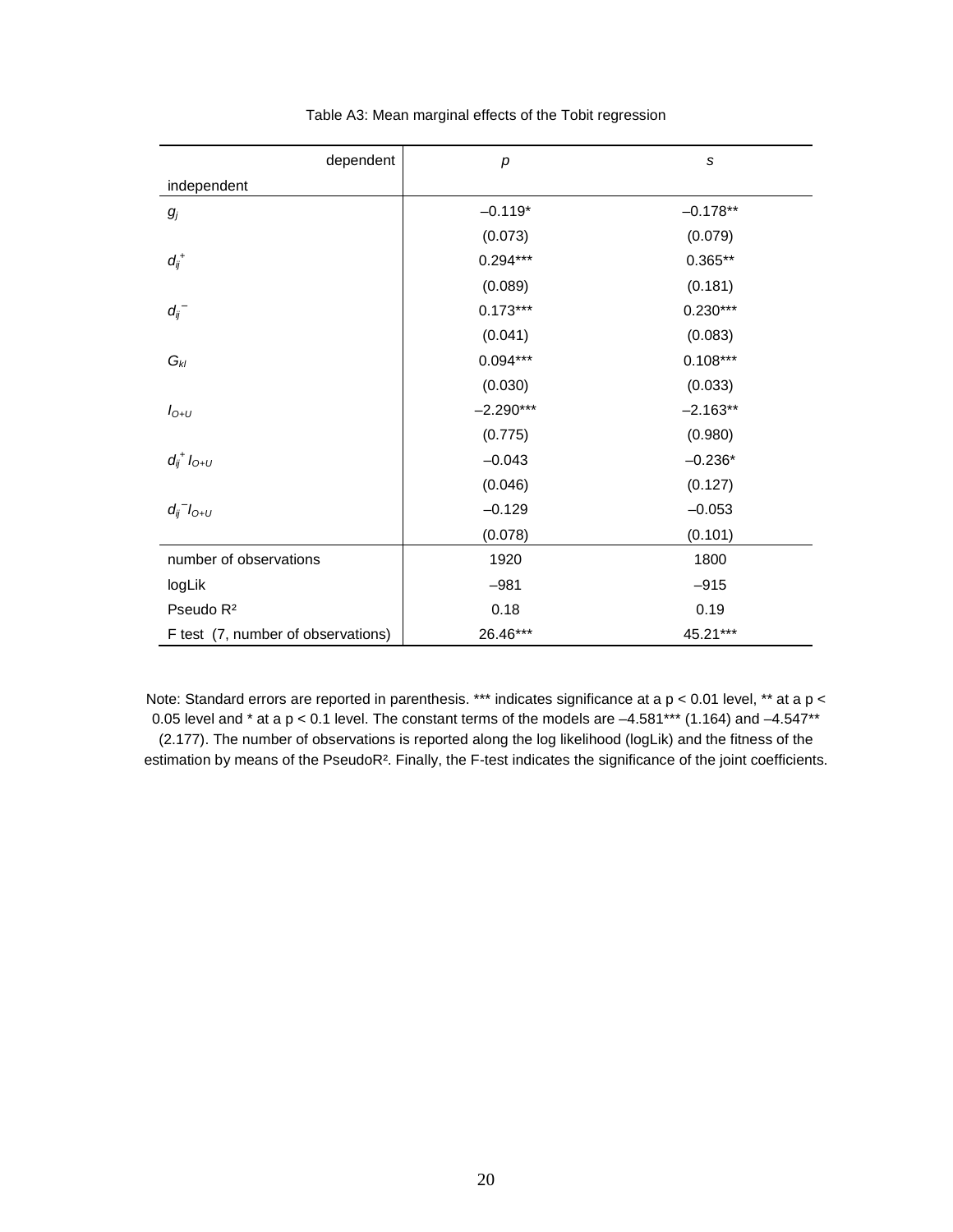Table A3: Mean marginal effects of the Tobit regression

| dependent<br>independent | $p$ | $s$ |
|---|---|---|
| $g_j$ | –0.119* | –0.178** |
| | (0.073) | (0.079) |
| $d_{ij}^{+}$ | 0.294*** | 0.365** |
| | (0.089) | (0.181) |
| $d_{ij}^{-}$ | 0.173*** | 0.230*** |
| | (0.041) | (0.083) |
| $G_{kl}$ | 0.094*** | 0.108*** |
| | (0.030) | (0.033) |
| $I_{O+U}$ | –2.290*** | –2.163** |
| | (0.775) | (0.980) |
| $d_{ij}^{+} I_{O+U}$ | –0.043 | –0.236* |
| | (0.046) | (0.127) |
| $d_{ij}^{-} I_{O+U}$ | –0.129 | –0.053 |
| | (0.078) | (0.101) |
| number of observations | 1920 | 1800 |
| logLik | –981 | –915 |
| Pseudo $R^2$ | 0.18 | 0.19 |
| F test (7, number of observations) | 26.46*** | 45.21*** |

Note: Standard errors are reported in parenthesis. *** indicates significance at a $p < 0.01$ level, ** at a $p < 0.05$ level and * at a $p < 0.1$ level. The constant terms of the models are –4.581*** (1.164) and –4.547** (2.177). The number of observations is reported along the log likelihood (logLik) and the fitness of the estimation by means of the Pseudo$R^2$. Finally, the F-test indicates the significance of the joint coefficients.